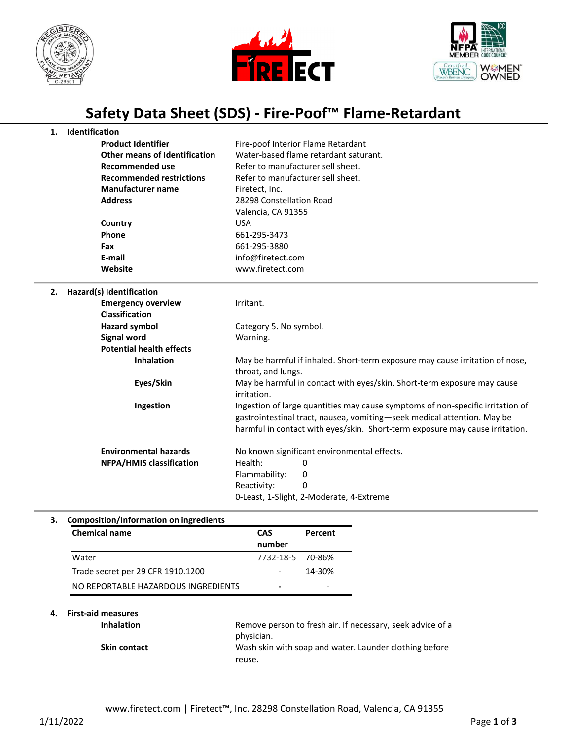# Safety Data Sheet (SDS) - Fire-Poof™ Flame-Retardant

## 1. Identification

| | |
|---|---|
| **Product Identifier** | Fire-poof Interior Flame Retardant |
| **Other means of Identification** | Water-based flame retardant saturant. |
| **Recommended use** | Refer to manufacturer sell sheet. |
| **Recommended restrictions** | Refer to manufacturer sell sheet. |
| **Manufacturer name** | Firetect, Inc. |
| **Address** | 28298 Constellation Road<br>Valencia, CA 91355 |
| **Country** | USA |
| **Phone** | 661-295-3473 |
| **Fax** | 661-295-3880 |
| **E-mail** | info@firetect.com |
| **Website** | www.firetect.com |

## 2. Hazard(s) Identification

**Emergency overview**: Irritant.

**Classification**

**Hazard symbol**: Category 5. No symbol.

**Signal word**: Warning.

**Potential health effects**

- **Inhalation**: May be harmful if inhaled. Short-term exposure may cause irritation of nose, throat, and lungs.
- **Eyes/Skin**: May be harmful in contact with eyes/skin. Short-term exposure may cause irritation.
- **Ingestion**: Ingestion of large quantities may cause symptoms of non-specific irritation of gastrointestinal tract, nausea, vomiting—seek medical attention. May be harmful in contact with eyes/skin. Short-term exposure may cause irritation.

**Environmental hazards**: No known significant environmental effects.

**NFPA/HMIS classification**:
Health: 0
Flammability: 0
Reactivity: 0
0-Least, 1-Slight, 2-Moderate, 4-Extreme

## 3. Composition/Information on ingredients

| Chemical name | CAS number | Percent |
|---|---|---|
| Water | 7732-18-5 | 70-86% |
| Trade secret per 29 CFR 1910.1200 | - | 14-30% |
| NO REPORTABLE HAZARDOUS INGREDIENTS | - | - |

## 4. First-aid measures

**Inhalation**: Remove person to fresh air. If necessary, seek advice of a physician.

**Skin contact**: Wash skin with soap and water. Launder clothing before reuse.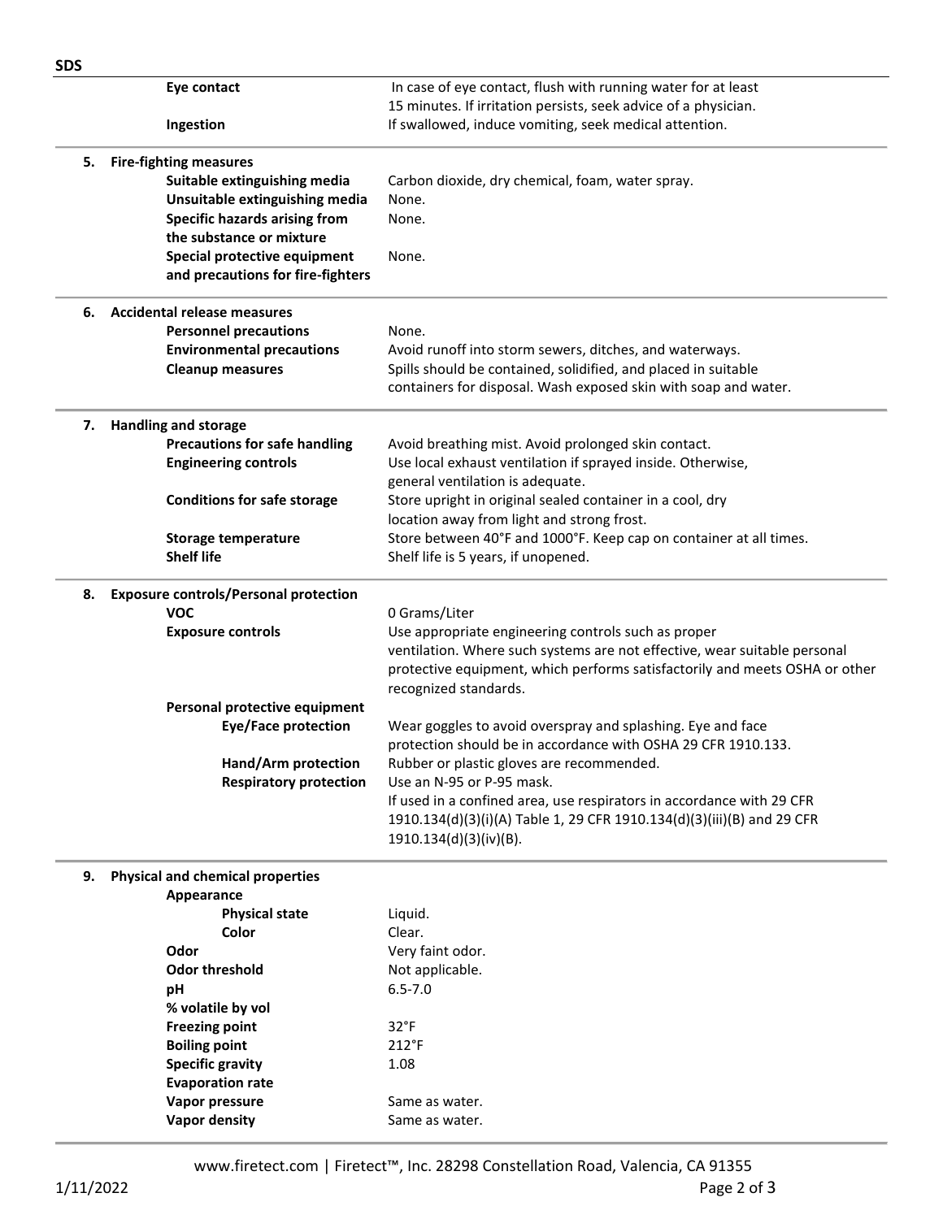| | |
|---|---|
| **Eye contact** | In case of eye contact, flush with running water for at least 15 minutes. If irritation persists, seek advice of a physician. |
| **Ingestion** | If swallowed, induce vomiting, seek medical attention. |

## 5. Fire-fighting measures

| | |
|---|---|
| **Suitable extinguishing media** | Carbon dioxide, dry chemical, foam, water spray. |
| **Unsuitable extinguishing media** | None. |
| **Specific hazards arising from the substance or mixture** | None. |
| **Special protective equipment and precautions for fire-fighters** | None. |

## 6. Accidental release measures

| | |
|---|---|
| **Personnel precautions** | None. |
| **Environmental precautions** | Avoid runoff into storm sewers, ditches, and waterways. |
| **Cleanup measures** | Spills should be contained, solidified, and placed in suitable containers for disposal. Wash exposed skin with soap and water. |

## 7. Handling and storage

| | |
|---|---|
| **Precautions for safe handling** | Avoid breathing mist. Avoid prolonged skin contact. |
| **Engineering controls** | Use local exhaust ventilation if sprayed inside. Otherwise, general ventilation is adequate. |
| **Conditions for safe storage** | Store upright in original sealed container in a cool, dry location away from light and strong frost. |
| **Storage temperature** | Store between 40°F and 1000°F. Keep cap on container at all times. |
| **Shelf life** | Shelf life is 5 years, if unopened. |

## 8. Exposure controls/Personal protection

| | |
|---|---|
| **VOC** | 0 Grams/Liter |
| **Exposure controls** | Use appropriate engineering controls such as proper ventilation. Where such systems are not effective, wear suitable personal protective equipment, which performs satisfactorily and meets OSHA or other recognized standards. |
| **Personal protective equipment** | |
| **Eye/Face protection** | Wear goggles to avoid overspray and splashing. Eye and face protection should be in accordance with OSHA 29 CFR 1910.133. |
| **Hand/Arm protection** | Rubber or plastic gloves are recommended. |
| **Respiratory protection** | Use an N-95 or P-95 mask. If used in a confined area, use respirators in accordance with 29 CFR 1910.134(d)(3)(i)(A) Table 1, 29 CFR 1910.134(d)(3)(iii)(B) and 29 CFR 1910.134(d)(3)(iv)(B). |

## 9. Physical and chemical properties

| | |
|---|---|
| **Appearance** | |
| **Physical state** | Liquid. |
| **Color** | Clear. |
| **Odor** | Very faint odor. |
| **Odor threshold** | Not applicable. |
| **pH** | 6.5-7.0 |
| **% volatile by vol** | |
| **Freezing point** | 32°F |
| **Boiling point** | 212°F |
| **Specific gravity** | 1.08 |
| **Evaporation rate** | |
| **Vapor pressure** | Same as water. |
| **Vapor density** | Same as water. |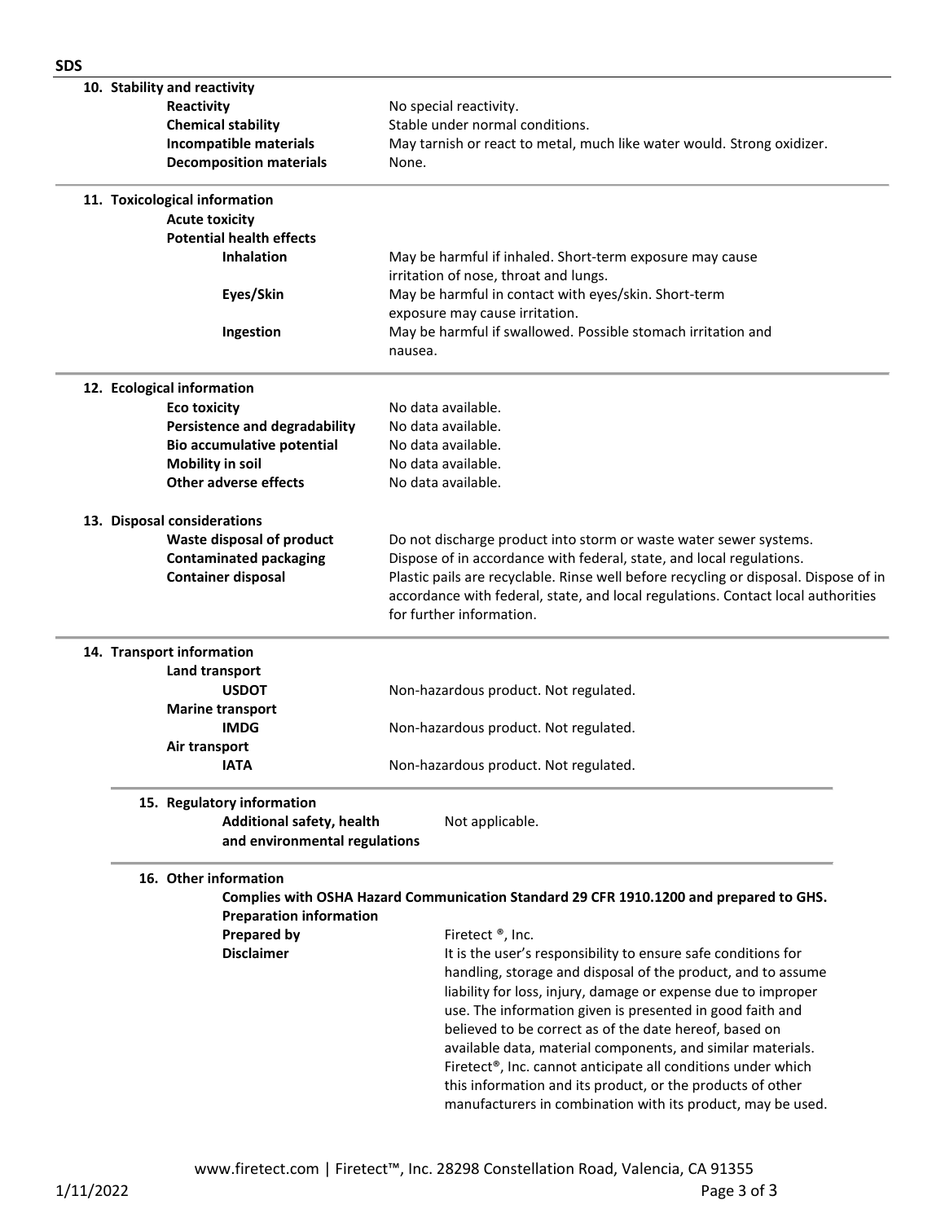## 10. Stability and reactivity

| | |
|---|---|
| **Reactivity** | No special reactivity. |
| **Chemical stability** | Stable under normal conditions. |
| **Incompatible materials** | May tarnish or react to metal, much like water would. Strong oxidizer. |
| **Decomposition materials** | None. |

## 11. Toxicological information

**Acute toxicity**

**Potential health effects**

| | |
|---|---|
| **Inhalation** | May be harmful if inhaled. Short-term exposure may cause irritation of nose, throat and lungs. |
| **Eyes/Skin** | May be harmful in contact with eyes/skin. Short-term exposure may cause irritation. |
| **Ingestion** | May be harmful if swallowed. Possible stomach irritation and nausea. |

## 12. Ecological information

| | |
|---|---|
| **Eco toxicity** | No data available. |
| **Persistence and degradability** | No data available. |
| **Bio accumulative potential** | No data available. |
| **Mobility in soil** | No data available. |
| **Other adverse effects** | No data available. |

## 13. Disposal considerations

| | |
|---|---|
| **Waste disposal of product** | Do not discharge product into storm or waste water sewer systems. |
| **Contaminated packaging** | Dispose of in accordance with federal, state, and local regulations. |
| **Container disposal** | Plastic pails are recyclable. Rinse well before recycling or disposal. Dispose of in accordance with federal, state, and local regulations. Contact local authorities for further information. |

## 14. Transport information

**Land transport**

| | |
|---|---|
| **USDOT** | Non-hazardous product. Not regulated. |

**Marine transport**

| | |
|---|---|
| **IMDG** | Non-hazardous product. Not regulated. |

**Air transport**

| | |
|---|---|
| **IATA** | Non-hazardous product. Not regulated. |

## 15. Regulatory information

| | |
|---|---|
| **Additional safety, health and environmental regulations** | Not applicable. |

## 16. Other information

**Complies with OSHA Hazard Communication Standard 29 CFR 1910.1200 and prepared to GHS.**

**Preparation information**

| | |
|---|---|
| **Prepared by** | Firetect ®, Inc. |
| **Disclaimer** | It is the user's responsibility to ensure safe conditions for handling, storage and disposal of the product, and to assume liability for loss, injury, damage or expense due to improper use. The information given is presented in good faith and believed to be correct as of the date hereof, based on available data, material components, and similar materials. Firetect®, Inc. cannot anticipate all conditions under which this information and its product, or the products of other manufacturers in combination with its product, may be used. |